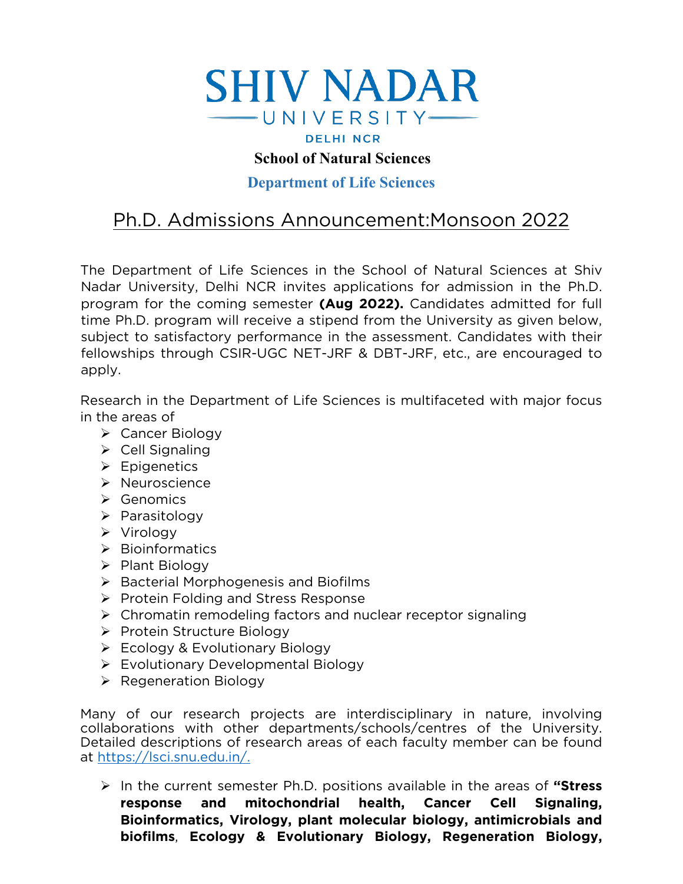# SHIV NADAR UNIVERSITY

DELHI NCR

## School of Natural Sciences

## Department of Life Sciences

# Ph.D. Admissions Announcement:Monsoon 2022

The Department of Life Sciences in the School of Natural Sciences at Shiv Nadar University, Delhi NCR invites applications for admission in the Ph.D. program for the coming semester **(Aug 2022).** Candidates admitted for full time Ph.D. program will receive a stipend from the University as given below, subject to satisfactory performance in the assessment. Candidates with their fellowships through CSIR-UGC NET-JRF & DBT-JRF, etc., are encouraged to apply.

Research in the Department of Life Sciences is multifaceted with major focus in the areas of

- Cancer Biology
- Cell Signaling
- Epigenetics
- Neuroscience
- Genomics
- Parasitology
- Virology
- Bioinformatics
- Plant Biology
- Bacterial Morphogenesis and Biofilms
- Protein Folding and Stress Response
- Chromatin remodeling factors and nuclear receptor signaling
- Protein Structure Biology
- Ecology & Evolutionary Biology
- Evolutionary Developmental Biology
- Regeneration Biology

Many of our research projects are interdisciplinary in nature, involving collaborations with other departments/schools/centres of the University. Detailed descriptions of research areas of each faculty member can be found at https://lsci.snu.edu.in/.

- In the current semester Ph.D. positions available in the areas of **"Stress response and mitochondrial health, Cancer Cell Signaling, Bioinformatics, Virology, plant molecular biology, antimicrobials and biofilms**, **Ecology & Evolutionary Biology, Regeneration Biology,**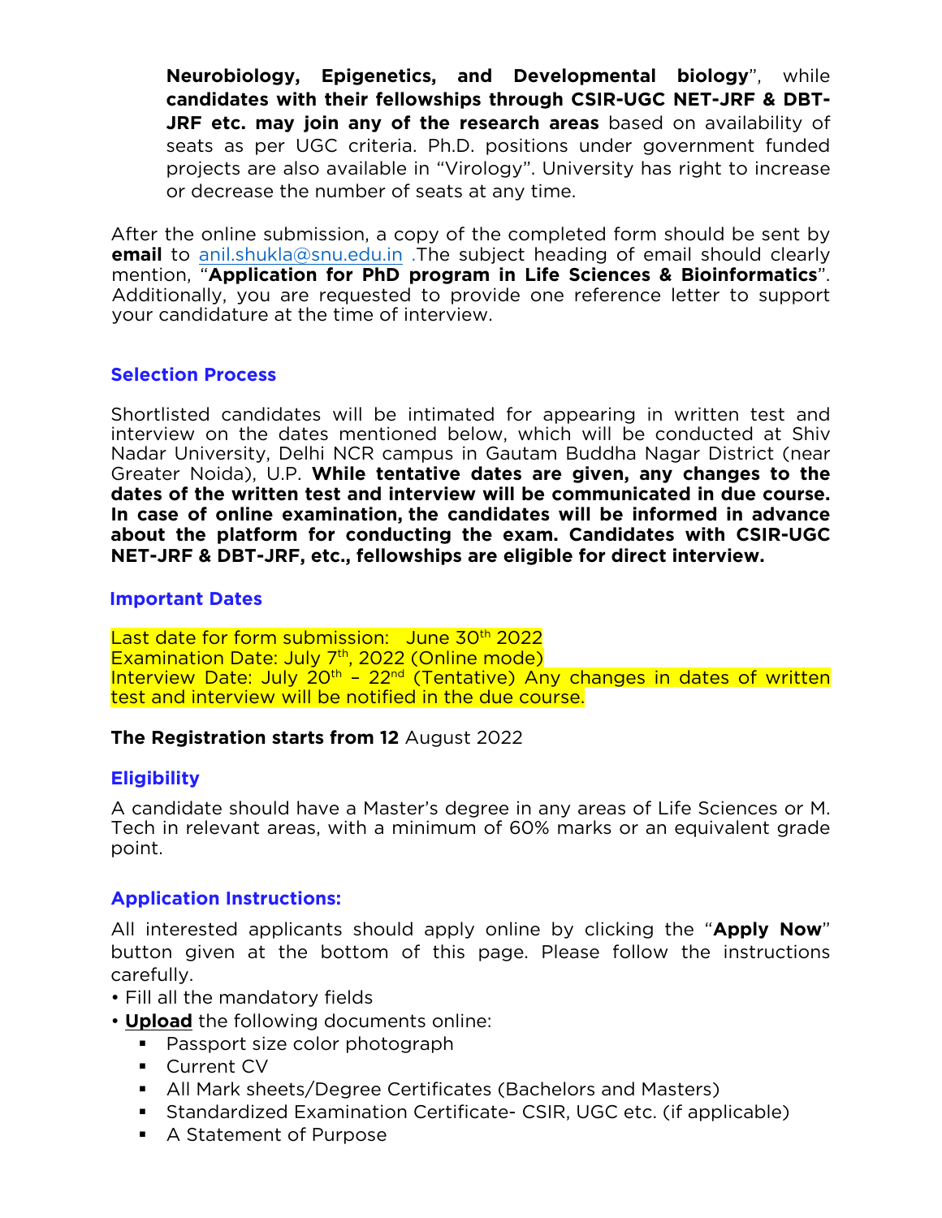**Neurobiology, Epigenetics, and Developmental biology**", while **candidates with their fellowships through CSIR-UGC NET-JRF & DBT-JRF etc. may join any of the research areas** based on availability of seats as per UGC criteria. Ph.D. positions under government funded projects are also available in "Virology". University has right to increase or decrease the number of seats at any time.

After the online submission, a copy of the completed form should be sent by **email** to anil.shukla@snu.edu.in .The subject heading of email should clearly mention, "**Application for PhD program in Life Sciences & Bioinformatics**". Additionally, you are requested to provide one reference letter to support your candidature at the time of interview.

## Selection Process

Shortlisted candidates will be intimated for appearing in written test and interview on the dates mentioned below, which will be conducted at Shiv Nadar University, Delhi NCR campus in Gautam Buddha Nagar District (near Greater Noida), U.P. **While tentative dates are given, any changes to the dates of the written test and interview will be communicated in due course. In case of online examination, the candidates will be informed in advance about the platform for conducting the exam. Candidates with CSIR-UGC NET-JRF & DBT-JRF, etc., fellowships are eligible for direct interview.**

## Important Dates

Last date for form submission: June 30th 2022
Examination Date: July 7th, 2022 (Online mode)
Interview Date: July 20th – 22nd (Tentative) Any changes in dates of written test and interview will be notified in the due course.

**The Registration starts from 12** August 2022

## Eligibility

A candidate should have a Master's degree in any areas of Life Sciences or M. Tech in relevant areas, with a minimum of 60% marks or an equivalent grade point.

## Application Instructions:

All interested applicants should apply online by clicking the "**Apply Now**" button given at the bottom of this page. Please follow the instructions carefully.

- Fill all the mandatory fields
- **Upload** the following documents online:
  - Passport size color photograph
  - Current CV
  - All Mark sheets/Degree Certificates (Bachelors and Masters)
  - Standardized Examination Certificate- CSIR, UGC etc. (if applicable)
  - A Statement of Purpose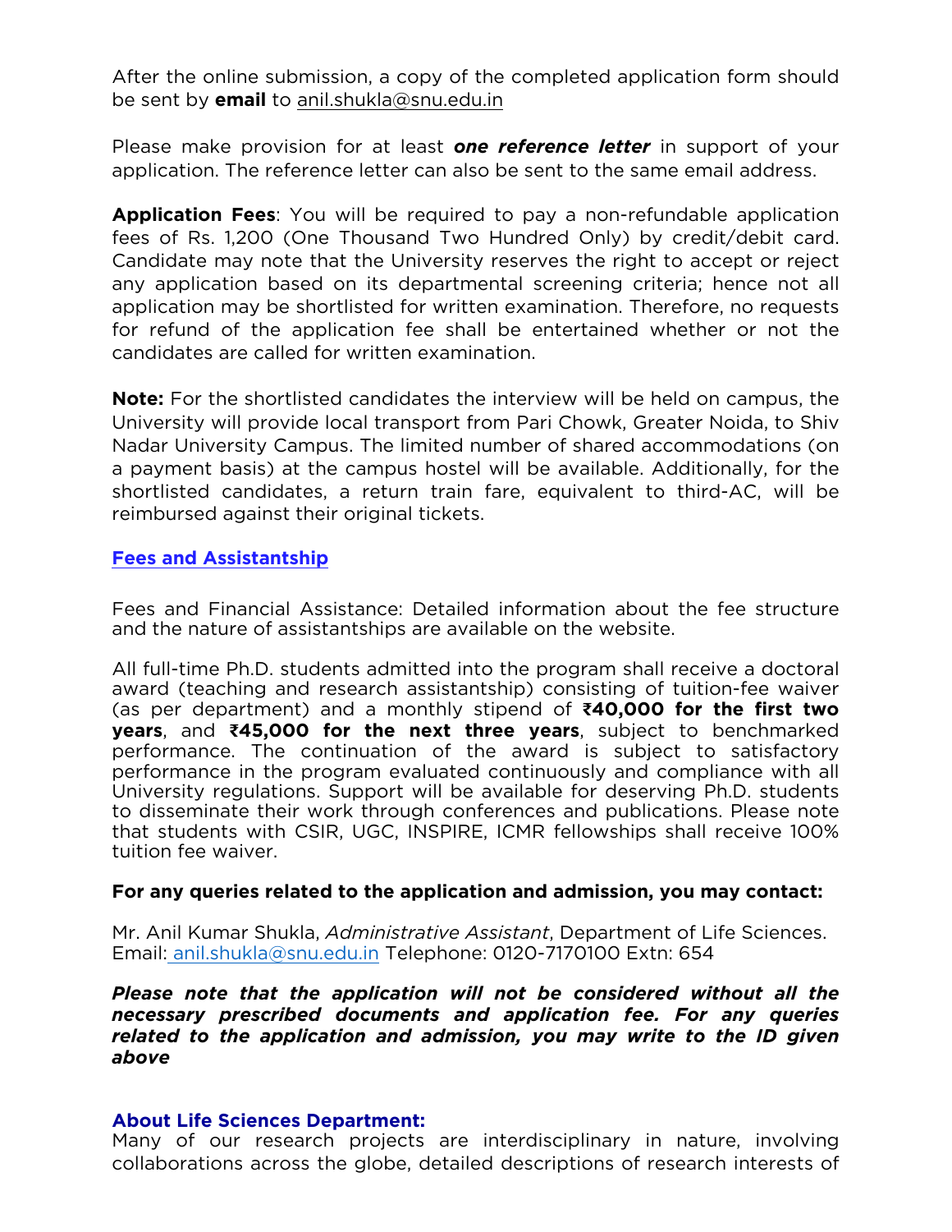After the online submission, a copy of the completed application form should be sent by **email** to anil.shukla@snu.edu.in

Please make provision for at least ***one reference letter*** in support of your application. The reference letter can also be sent to the same email address.

**Application Fees**: You will be required to pay a non-refundable application fees of Rs. 1,200 (One Thousand Two Hundred Only) by credit/debit card. Candidate may note that the University reserves the right to accept or reject any application based on its departmental screening criteria; hence not all application may be shortlisted for written examination. Therefore, no requests for refund of the application fee shall be entertained whether or not the candidates are called for written examination.

**Note:** For the shortlisted candidates the interview will be held on campus, the University will provide local transport from Pari Chowk, Greater Noida, to Shiv Nadar University Campus. The limited number of shared accommodations (on a payment basis) at the campus hostel will be available. Additionally, for the shortlisted candidates, a return train fare, equivalent to third-AC, will be reimbursed against their original tickets.

## Fees and Assistantship

Fees and Financial Assistance: Detailed information about the fee structure and the nature of assistantships are available on the website.

All full-time Ph.D. students admitted into the program shall receive a doctoral award (teaching and research assistantship) consisting of tuition-fee waiver (as per department) and a monthly stipend of **₹40,000 for the first two years**, and **₹45,000 for the next three years**, subject to benchmarked performance. The continuation of the award is subject to satisfactory performance in the program evaluated continuously and compliance with all University regulations. Support will be available for deserving Ph.D. students to disseminate their work through conferences and publications. Please note that students with CSIR, UGC, INSPIRE, ICMR fellowships shall receive 100% tuition fee waiver.

**For any queries related to the application and admission, you may contact:**

Mr. Anil Kumar Shukla, *Administrative Assistant*, Department of Life Sciences.
Email: anil.shukla@snu.edu.in Telephone: 0120-7170100 Extn: 654

***Please note that the application will not be considered without all the necessary prescribed documents and application fee. For any queries related to the application and admission, you may write to the ID given above***

## About Life Sciences Department:

Many of our research projects are interdisciplinary in nature, involving collaborations across the globe, detailed descriptions of research interests of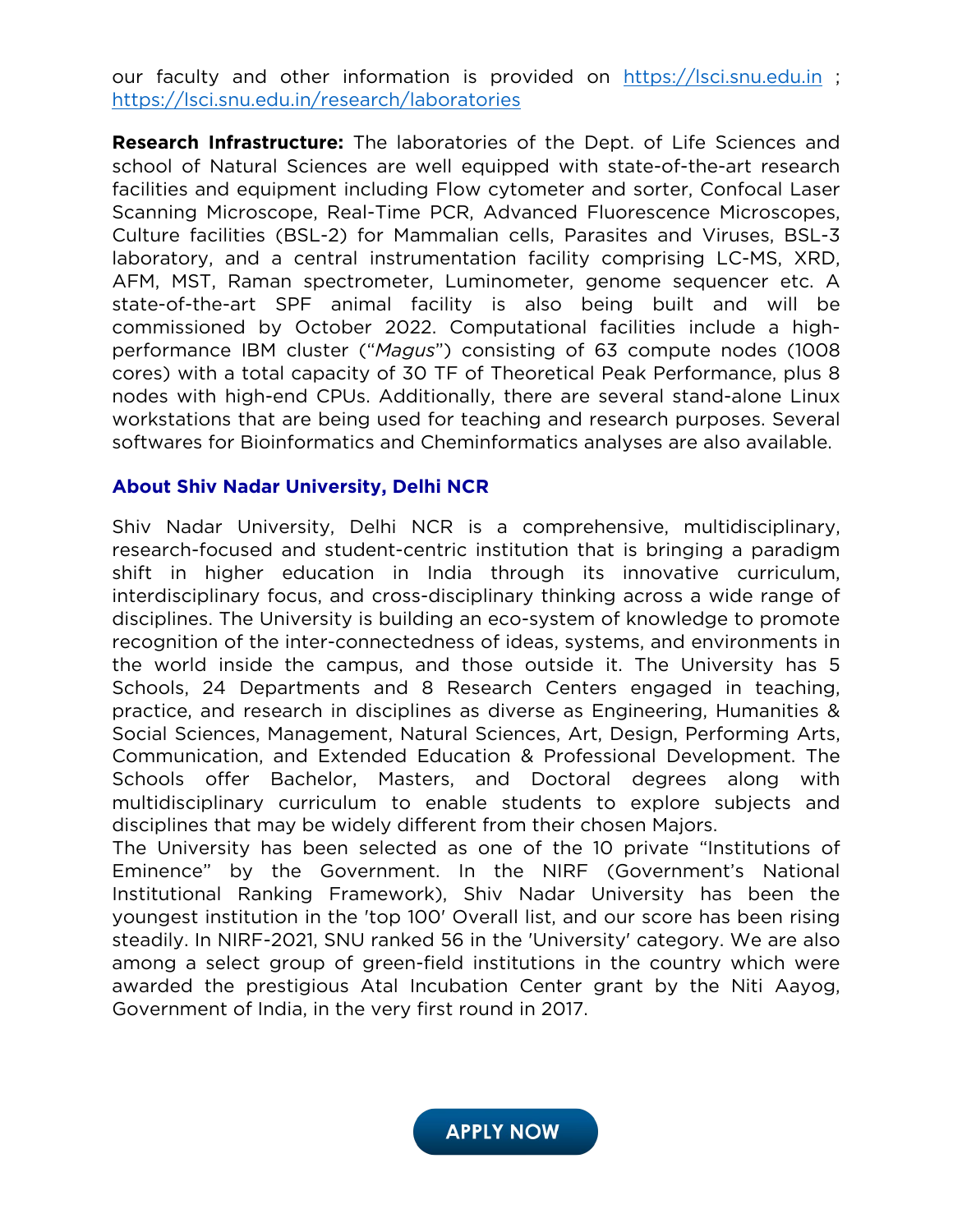our faculty and other information is provided on https://lsci.snu.edu.in ; https://lsci.snu.edu.in/research/laboratories

**Research Infrastructure:** The laboratories of the Dept. of Life Sciences and school of Natural Sciences are well equipped with state-of-the-art research facilities and equipment including Flow cytometer and sorter, Confocal Laser Scanning Microscope, Real-Time PCR, Advanced Fluorescence Microscopes, Culture facilities (BSL-2) for Mammalian cells, Parasites and Viruses, BSL-3 laboratory, and a central instrumentation facility comprising LC-MS, XRD, AFM, MST, Raman spectrometer, Luminometer, genome sequencer etc. A state-of-the-art SPF animal facility is also being built and will be commissioned by October 2022. Computational facilities include a high-performance IBM cluster ("*Magus*") consisting of 63 compute nodes (1008 cores) with a total capacity of 30 TF of Theoretical Peak Performance, plus 8 nodes with high-end CPUs. Additionally, there are several stand-alone Linux workstations that are being used for teaching and research purposes. Several softwares for Bioinformatics and Cheminformatics analyses are also available.

## About Shiv Nadar University, Delhi NCR

Shiv Nadar University, Delhi NCR is a comprehensive, multidisciplinary, research-focused and student-centric institution that is bringing a paradigm shift in higher education in India through its innovative curriculum, interdisciplinary focus, and cross-disciplinary thinking across a wide range of disciplines. The University is building an eco-system of knowledge to promote recognition of the inter-connectedness of ideas, systems, and environments in the world inside the campus, and those outside it. The University has 5 Schools, 24 Departments and 8 Research Centers engaged in teaching, practice, and research in disciplines as diverse as Engineering, Humanities & Social Sciences, Management, Natural Sciences, Art, Design, Performing Arts, Communication, and Extended Education & Professional Development. The Schools offer Bachelor, Masters, and Doctoral degrees along with multidisciplinary curriculum to enable students to explore subjects and disciplines that may be widely different from their chosen Majors.

The University has been selected as one of the 10 private "Institutions of Eminence" by the Government. In the NIRF (Government's National Institutional Ranking Framework), Shiv Nadar University has been the youngest institution in the 'top 100' Overall list, and our score has been rising steadily. In NIRF-2021, SNU ranked 56 in the 'University' category. We are also among a select group of green-field institutions in the country which were awarded the prestigious Atal Incubation Center grant by the Niti Aayog, Government of India, in the very first round in 2017.

APPLY NOW